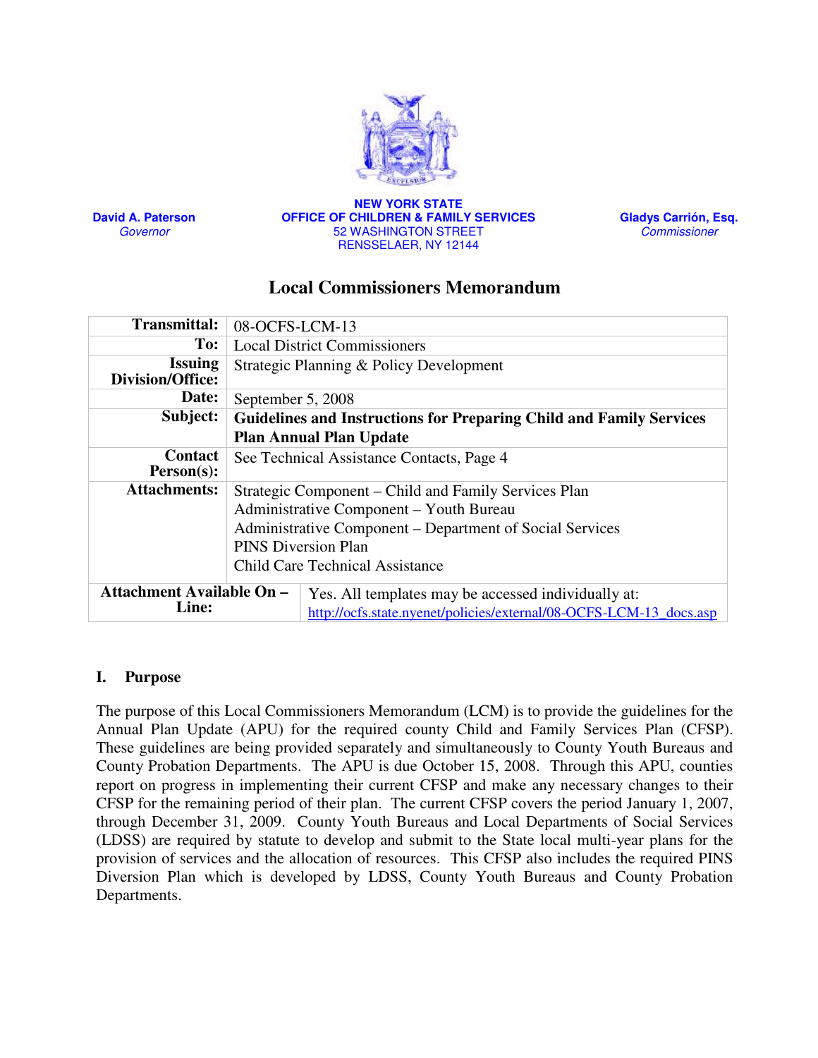**David A. Paterson**
*Governor*

**NEW YORK STATE**
**OFFICE OF CHILDREN & FAMILY SERVICES**
52 WASHINGTON STREET
RENSSELAER, NY 12144

**Gladys Carrión, Esq.**
*Commissioner*

# Local Commissioners Memorandum

| | |
|---|---|
| **Transmittal:** | 08-OCFS-LCM-13 |
| **To:** | Local District Commissioners |
| **Issuing Division/Office:** | Strategic Planning & Policy Development |
| **Date:** | September 5, 2008 |
| **Subject:** | **Guidelines and Instructions for Preparing Child and Family Services Plan Annual Plan Update** |
| **Contact Person(s):** | See Technical Assistance Contacts, Page 4 |
| **Attachments:** | Strategic Component – Child and Family Services Plan<br>Administrative Component – Youth Bureau<br>Administrative Component – Department of Social Services<br>PINS Diversion Plan<br>Child Care Technical Assistance |
| **Attachment Available On – Line:** | Yes. All templates may be accessed individually at: http://ocfs.state.nyenet/policies/external/08-OCFS-LCM-13_docs.asp |

## I. Purpose

The purpose of this Local Commissioners Memorandum (LCM) is to provide the guidelines for the Annual Plan Update (APU) for the required county Child and Family Services Plan (CFSP). These guidelines are being provided separately and simultaneously to County Youth Bureaus and County Probation Departments. The APU is due October 15, 2008. Through this APU, counties report on progress in implementing their current CFSP and make any necessary changes to their CFSP for the remaining period of their plan. The current CFSP covers the period January 1, 2007, through December 31, 2009. County Youth Bureaus and Local Departments of Social Services (LDSS) are required by statute to develop and submit to the State local multi-year plans for the provision of services and the allocation of resources. This CFSP also includes the required PINS Diversion Plan which is developed by LDSS, County Youth Bureaus and County Probation Departments.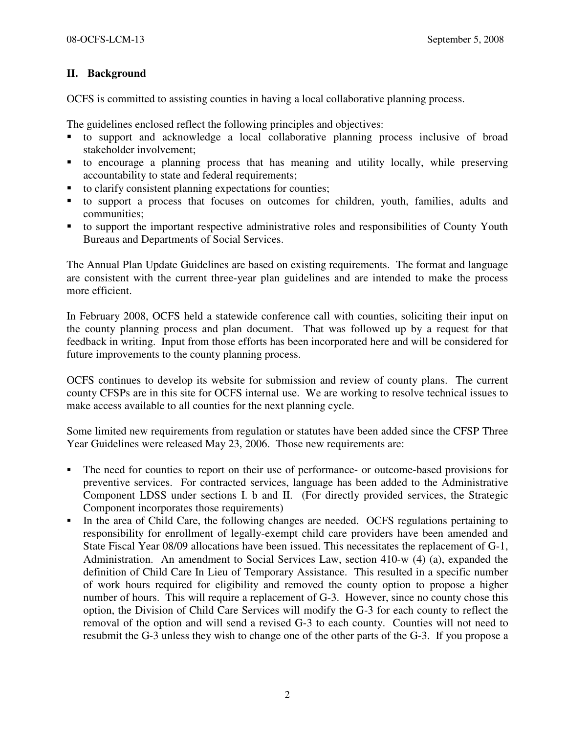## II. Background

OCFS is committed to assisting counties in having a local collaborative planning process.

The guidelines enclosed reflect the following principles and objectives:

- to support and acknowledge a local collaborative planning process inclusive of broad stakeholder involvement;
- to encourage a planning process that has meaning and utility locally, while preserving accountability to state and federal requirements;
- to clarify consistent planning expectations for counties;
- to support a process that focuses on outcomes for children, youth, families, adults and communities;
- to support the important respective administrative roles and responsibilities of County Youth Bureaus and Departments of Social Services.

The Annual Plan Update Guidelines are based on existing requirements. The format and language are consistent with the current three-year plan guidelines and are intended to make the process more efficient.

In February 2008, OCFS held a statewide conference call with counties, soliciting their input on the county planning process and plan document. That was followed up by a request for that feedback in writing. Input from those efforts has been incorporated here and will be considered for future improvements to the county planning process.

OCFS continues to develop its website for submission and review of county plans. The current county CFSPs are in this site for OCFS internal use. We are working to resolve technical issues to make access available to all counties for the next planning cycle.

Some limited new requirements from regulation or statutes have been added since the CFSP Three Year Guidelines were released May 23, 2006. Those new requirements are:

- The need for counties to report on their use of performance- or outcome-based provisions for preventive services. For contracted services, language has been added to the Administrative Component LDSS under sections I. b and II. (For directly provided services, the Strategic Component incorporates those requirements)
- In the area of Child Care, the following changes are needed. OCFS regulations pertaining to responsibility for enrollment of legally-exempt child care providers have been amended and State Fiscal Year 08/09 allocations have been issued. This necessitates the replacement of G-1, Administration. An amendment to Social Services Law, section 410-w (4) (a), expanded the definition of Child Care In Lieu of Temporary Assistance. This resulted in a specific number of work hours required for eligibility and removed the county option to propose a higher number of hours. This will require a replacement of G-3. However, since no county chose this option, the Division of Child Care Services will modify the G-3 for each county to reflect the removal of the option and will send a revised G-3 to each county. Counties will not need to resubmit the G-3 unless they wish to change one of the other parts of the G-3. If you propose a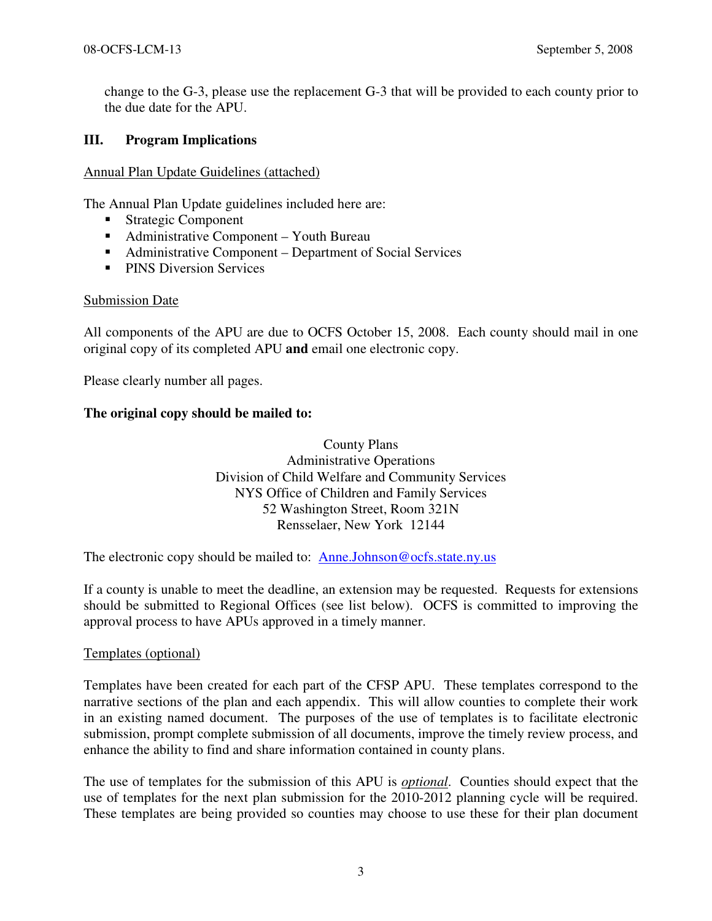change to the G-3, please use the replacement G-3 that will be provided to each county prior to the due date for the APU.

## III. Program Implications

Annual Plan Update Guidelines (attached)

The Annual Plan Update guidelines included here are:

- Strategic Component
- Administrative Component – Youth Bureau
- Administrative Component – Department of Social Services
- PINS Diversion Services

Submission Date

All components of the APU are due to OCFS October 15, 2008. Each county should mail in one original copy of its completed APU **and** email one electronic copy.

Please clearly number all pages.

**The original copy should be mailed to:**

County Plans
Administrative Operations
Division of Child Welfare and Community Services
NYS Office of Children and Family Services
52 Washington Street, Room 321N
Rensselaer, New York 12144

The electronic copy should be mailed to: Anne.Johnson@ocfs.state.ny.us

If a county is unable to meet the deadline, an extension may be requested. Requests for extensions should be submitted to Regional Offices (see list below). OCFS is committed to improving the approval process to have APUs approved in a timely manner.

Templates (optional)

Templates have been created for each part of the CFSP APU. These templates correspond to the narrative sections of the plan and each appendix. This will allow counties to complete their work in an existing named document. The purposes of the use of templates is to facilitate electronic submission, prompt complete submission of all documents, improve the timely review process, and enhance the ability to find and share information contained in county plans.

The use of templates for the submission of this APU is *optional*. Counties should expect that the use of templates for the next plan submission for the 2010-2012 planning cycle will be required. These templates are being provided so counties may choose to use these for their plan document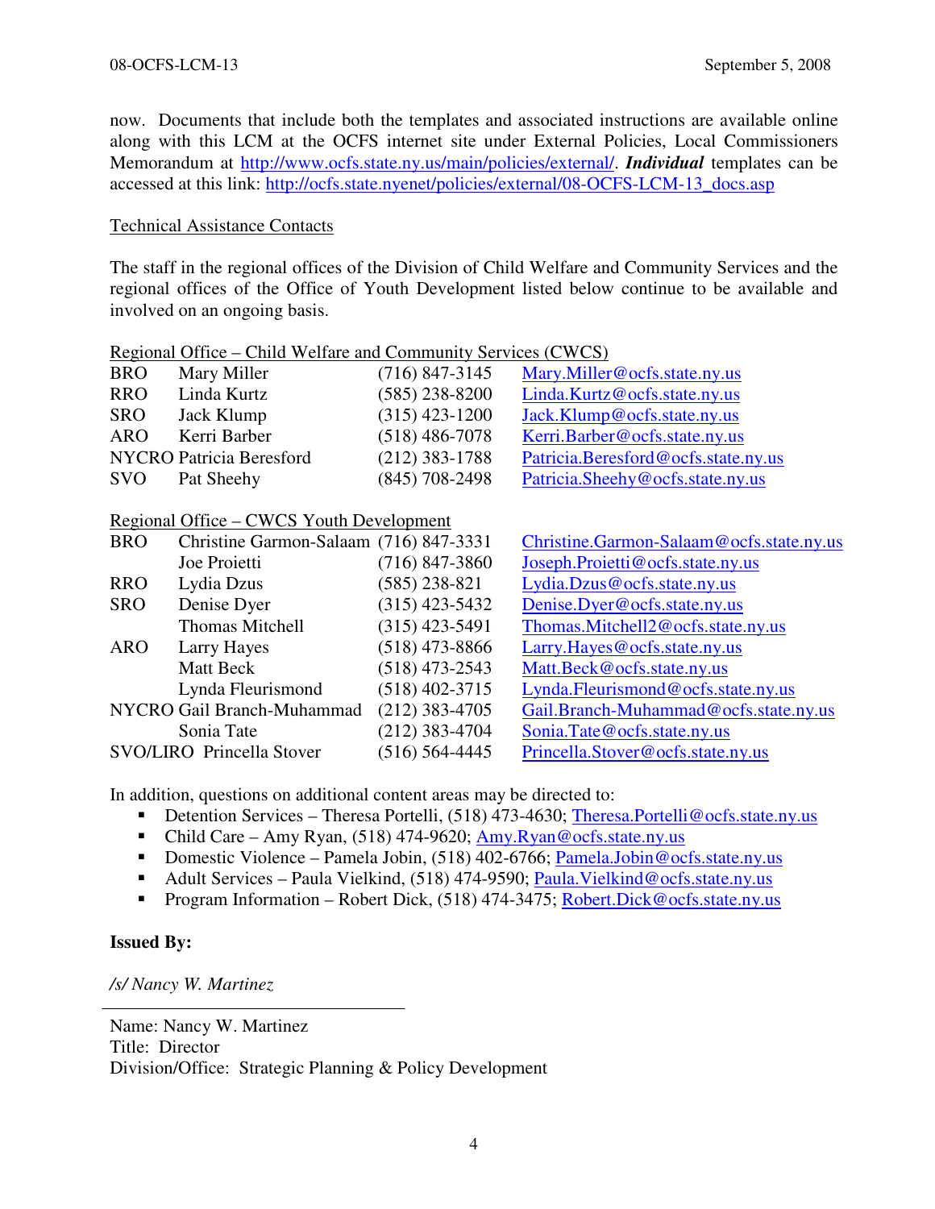now. Documents that include both the templates and associated instructions are available online along with this LCM at the OCFS internet site under External Policies, Local Commissioners Memorandum at http://www.ocfs.state.ny.us/main/policies/external/. ***Individual*** templates can be accessed at this link: http://ocfs.state.nyenet/policies/external/08-OCFS-LCM-13_docs.asp

Technical Assistance Contacts

The staff in the regional offices of the Division of Child Welfare and Community Services and the regional offices of the Office of Youth Development listed below continue to be available and involved on an ongoing basis.

Regional Office – Child Welfare and Community Services (CWCS)

| | | | |
|---|---|---|---|
| BRO | Mary Miller | (716) 847-3145 | Mary.Miller@ocfs.state.ny.us |
| RRO | Linda Kurtz | (585) 238-8200 | Linda.Kurtz@ocfs.state.ny.us |
| SRO | Jack Klump | (315) 423-1200 | Jack.Klump@ocfs.state.ny.us |
| ARO | Kerri Barber | (518) 486-7078 | Kerri.Barber@ocfs.state.ny.us |
| NYCRO | Patricia Beresford | (212) 383-1788 | Patricia.Beresford@ocfs.state.ny.us |
| SVO | Pat Sheehy | (845) 708-2498 | Patricia.Sheehy@ocfs.state.ny.us |

Regional Office – CWCS Youth Development

| | | | |
|---|---|---|---|
| BRO | Christine Garmon-Salaam | (716) 847-3331 | Christine.Garmon-Salaam@ocfs.state.ny.us |
| | Joe Proietti | (716) 847-3860 | Joseph.Proietti@ocfs.state.ny.us |
| RRO | Lydia Dzus | (585) 238-821 | Lydia.Dzus@ocfs.state.ny.us |
| SRO | Denise Dyer | (315) 423-5432 | Denise.Dyer@ocfs.state.ny.us |
| | Thomas Mitchell | (315) 423-5491 | Thomas.Mitchell2@ocfs.state.ny.us |
| ARO | Larry Hayes | (518) 473-8866 | Larry.Hayes@ocfs.state.ny.us |
| | Matt Beck | (518) 473-2543 | Matt.Beck@ocfs.state.ny.us |
| | Lynda Fleurismond | (518) 402-3715 | Lynda.Fleurismond@ocfs.state.ny.us |
| NYCRO | Gail Branch-Muhammad | (212) 383-4705 | Gail.Branch-Muhammad@ocfs.state.ny.us |
| | Sonia Tate | (212) 383-4704 | Sonia.Tate@ocfs.state.ny.us |
| SVO/LIRO | Princella Stover | (516) 564-4445 | Princella.Stover@ocfs.state.ny.us |

In addition, questions on additional content areas may be directed to:

- Detention Services – Theresa Portelli, (518) 473-4630; Theresa.Portelli@ocfs.state.ny.us
- Child Care – Amy Ryan, (518) 474-9620; Amy.Ryan@ocfs.state.ny.us
- Domestic Violence – Pamela Jobin, (518) 402-6766; Pamela.Jobin@ocfs.state.ny.us
- Adult Services – Paula Vielkind, (518) 474-9590; Paula.Vielkind@ocfs.state.ny.us
- Program Information – Robert Dick, (518) 474-3475; Robert.Dick@ocfs.state.ny.us

**Issued By:**

*/s/ Nancy W. Martinez*

Name: Nancy W. Martinez
Title: Director
Division/Office: Strategic Planning & Policy Development